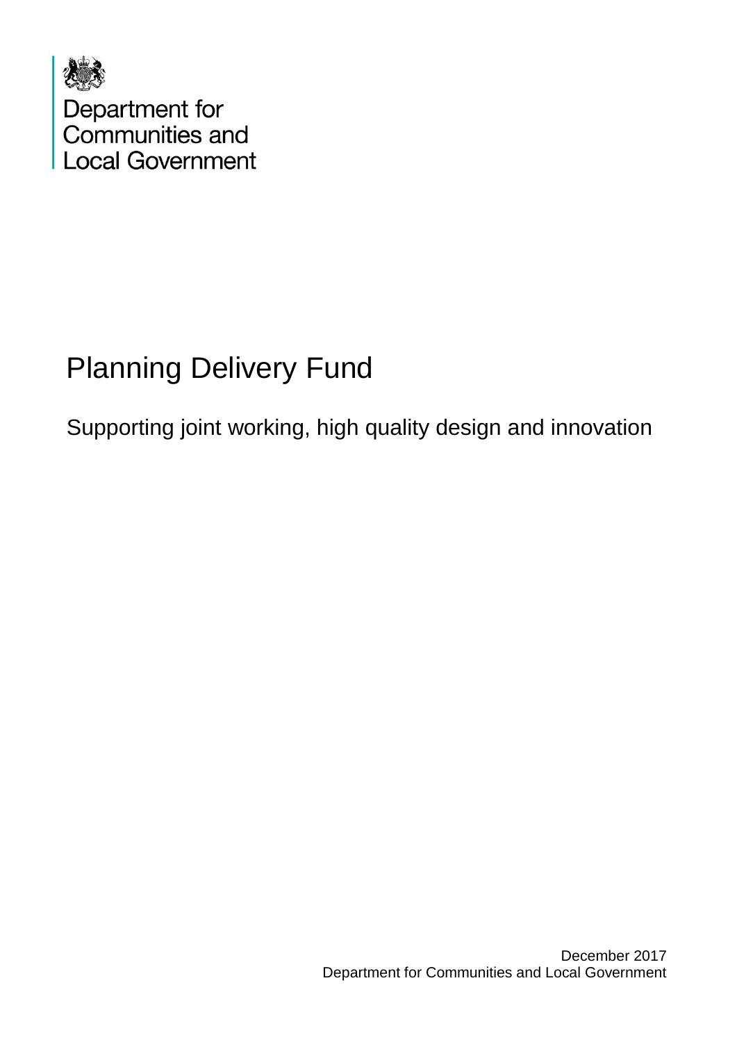Department for Communities and Local Government

# Planning Delivery Fund

## Supporting joint working, high quality design and innovation

December 2017
Department for Communities and Local Government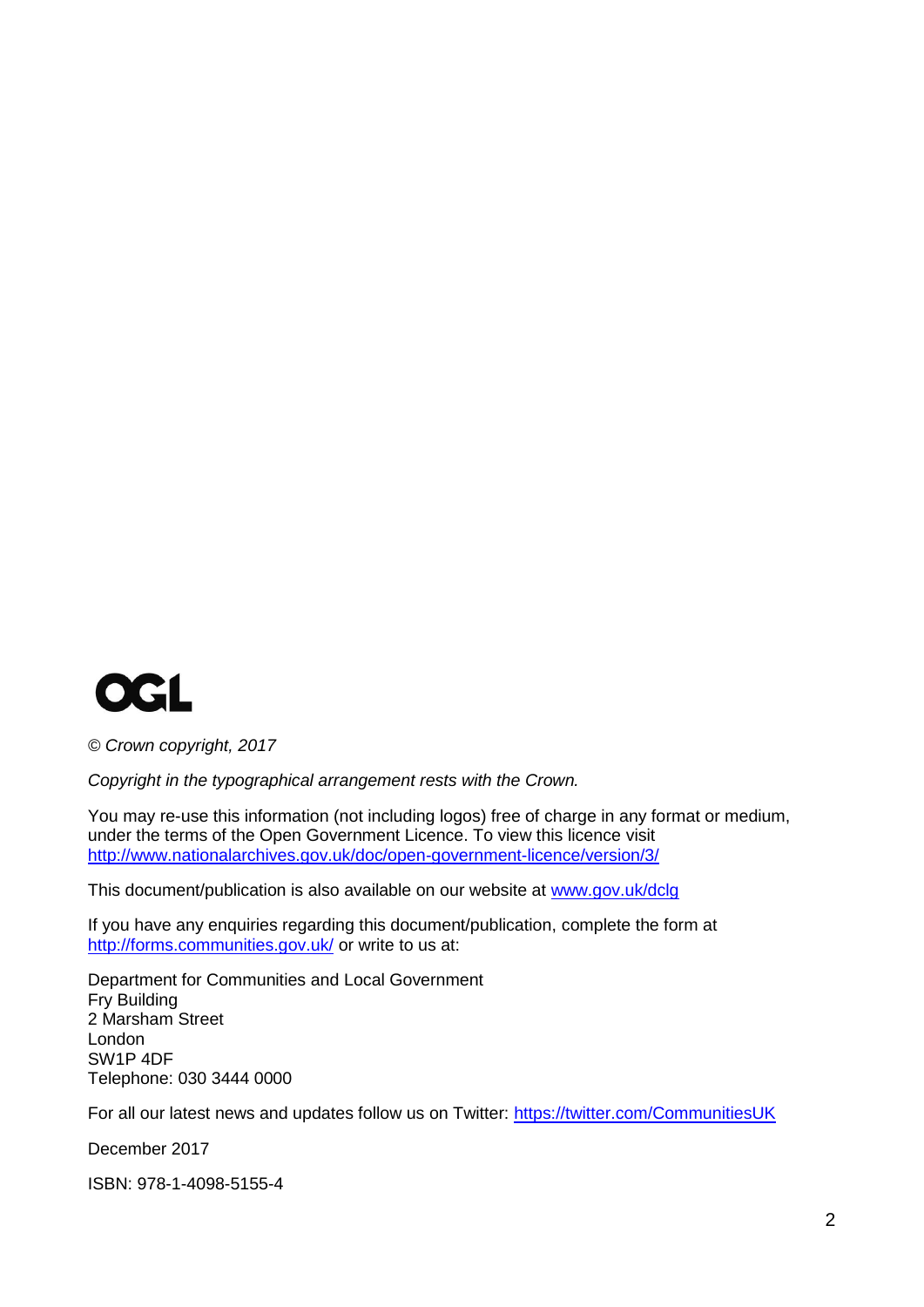OGL

*© Crown copyright, 2017*

*Copyright in the typographical arrangement rests with the Crown.*

You may re-use this information (not including logos) free of charge in any format or medium, under the terms of the Open Government Licence. To view this licence visit http://www.nationalarchives.gov.uk/doc/open-government-licence/version/3/

This document/publication is also available on our website at www.gov.uk/dclg

If you have any enquiries regarding this document/publication, complete the form at http://forms.communities.gov.uk/ or write to us at:

Department for Communities and Local Government
Fry Building
2 Marsham Street
London
SW1P 4DF
Telephone: 030 3444 0000

For all our latest news and updates follow us on Twitter: https://twitter.com/CommunitiesUK

December 2017

ISBN: 978-1-4098-5155-4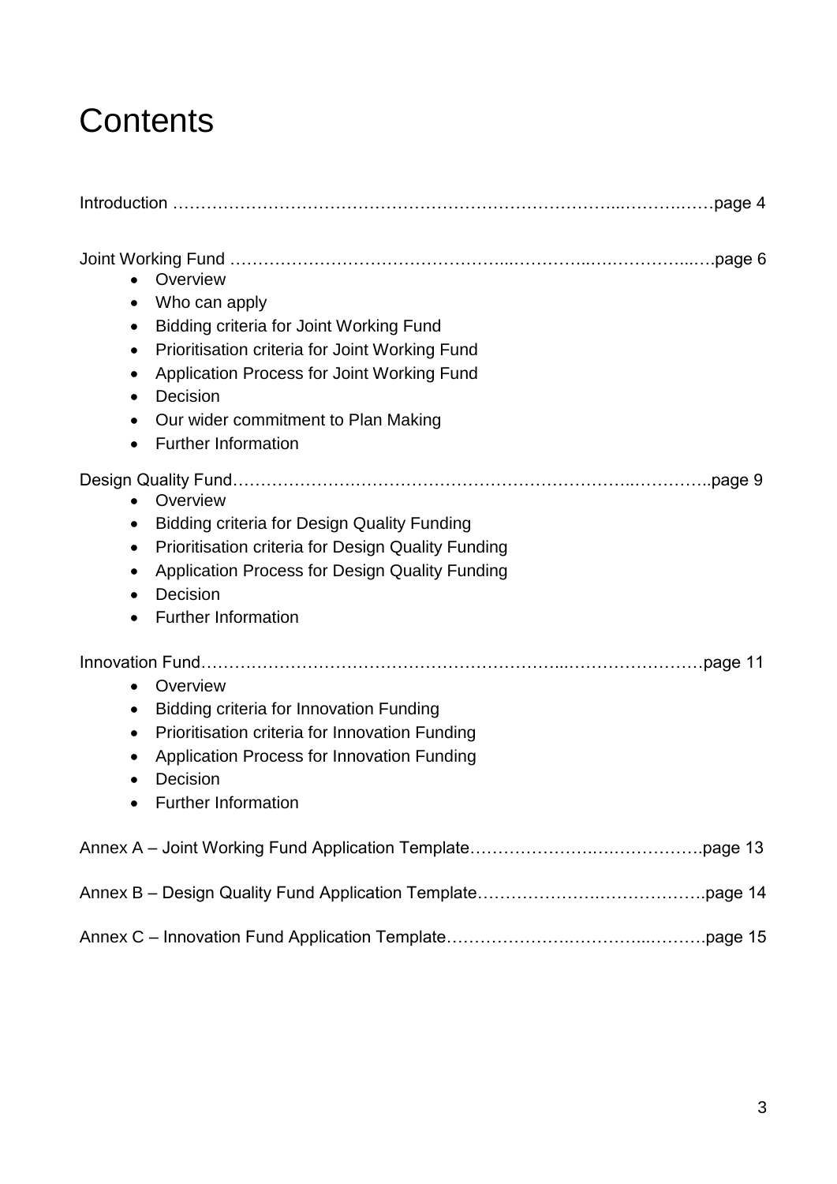# Contents

Introduction ………………………………………………………………………...……….……page 4

Joint Working Fund ………………………………………...…………..….……………..….page 6

- Overview
- Who can apply
- Bidding criteria for Joint Working Fund
- Prioritisation criteria for Joint Working Fund
- Application Process for Joint Working Fund
- Decision
- Our wider commitment to Plan Making
- Further Information

Design Quality Fund……………….……………………………………………..…………..page 9

- Overview
- Bidding criteria for Design Quality Funding
- Prioritisation criteria for Design Quality Funding
- Application Process for Design Quality Funding
- Decision
- Further Information

Innovation Fund……………………………………………………...……………………page 11

- Overview
- Bidding criteria for Innovation Funding
- Prioritisation criteria for Innovation Funding
- Application Process for Innovation Funding
- Decision
- Further Information

Annex A – Joint Working Fund Application Template…………………….………………page 13

Annex B – Design Quality Fund Application Template………………….……………….page 14

Annex C – Innovation Fund Application Template………………….…………..……….page 15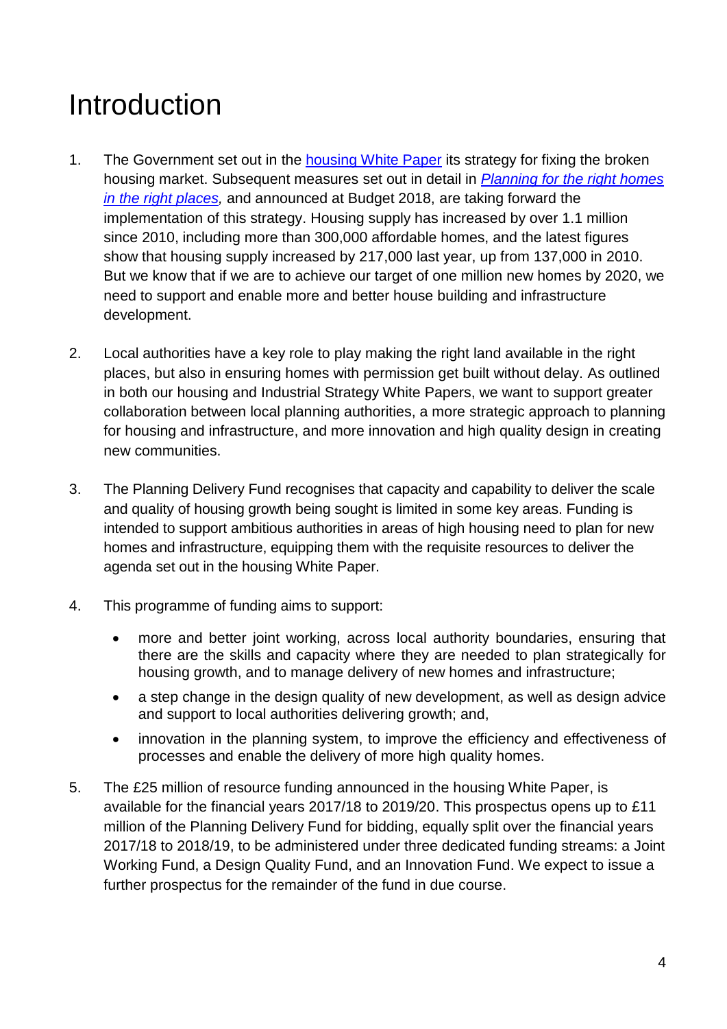# Introduction

1. The Government set out in the [housing White Paper](#) its strategy for fixing the broken housing market. Subsequent measures set out in detail in *[Planning for the right homes in the right places](#),* and announced at Budget 2018, are taking forward the implementation of this strategy. Housing supply has increased by over 1.1 million since 2010, including more than 300,000 affordable homes, and the latest figures show that housing supply increased by 217,000 last year, up from 137,000 in 2010. But we know that if we are to achieve our target of one million new homes by 2020, we need to support and enable more and better house building and infrastructure development.

2. Local authorities have a key role to play making the right land available in the right places, but also in ensuring homes with permission get built without delay. As outlined in both our housing and Industrial Strategy White Papers, we want to support greater collaboration between local planning authorities, a more strategic approach to planning for housing and infrastructure, and more innovation and high quality design in creating new communities.

3. The Planning Delivery Fund recognises that capacity and capability to deliver the scale and quality of housing growth being sought is limited in some key areas. Funding is intended to support ambitious authorities in areas of high housing need to plan for new homes and infrastructure, equipping them with the requisite resources to deliver the agenda set out in the housing White Paper.

4. This programme of funding aims to support:

   - more and better joint working, across local authority boundaries, ensuring that there are the skills and capacity where they are needed to plan strategically for housing growth, and to manage delivery of new homes and infrastructure;
   - a step change in the design quality of new development, as well as design advice and support to local authorities delivering growth; and,
   - innovation in the planning system, to improve the efficiency and effectiveness of processes and enable the delivery of more high quality homes.

5. The £25 million of resource funding announced in the housing White Paper, is available for the financial years 2017/18 to 2019/20. This prospectus opens up to £11 million of the Planning Delivery Fund for bidding, equally split over the financial years 2017/18 to 2018/19, to be administered under three dedicated funding streams: a Joint Working Fund, a Design Quality Fund, and an Innovation Fund. We expect to issue a further prospectus for the remainder of the fund in due course.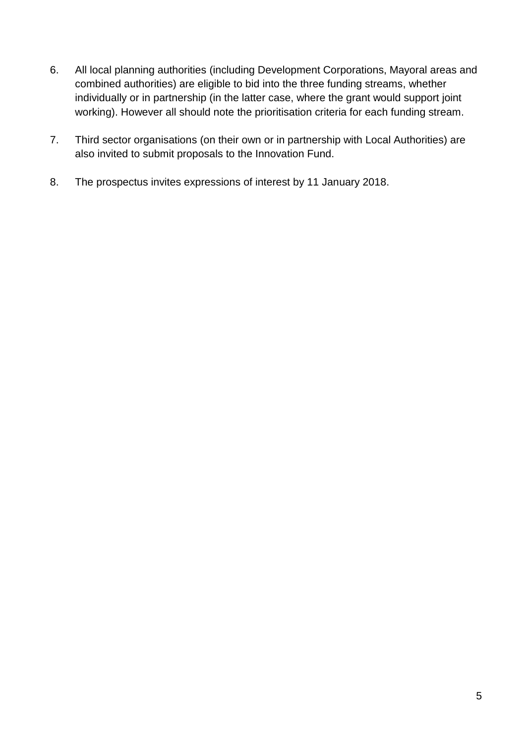6. All local planning authorities (including Development Corporations, Mayoral areas and combined authorities) are eligible to bid into the three funding streams, whether individually or in partnership (in the latter case, where the grant would support joint working). However all should note the prioritisation criteria for each funding stream.

7. Third sector organisations (on their own or in partnership with Local Authorities) are also invited to submit proposals to the Innovation Fund.

8. The prospectus invites expressions of interest by 11 January 2018.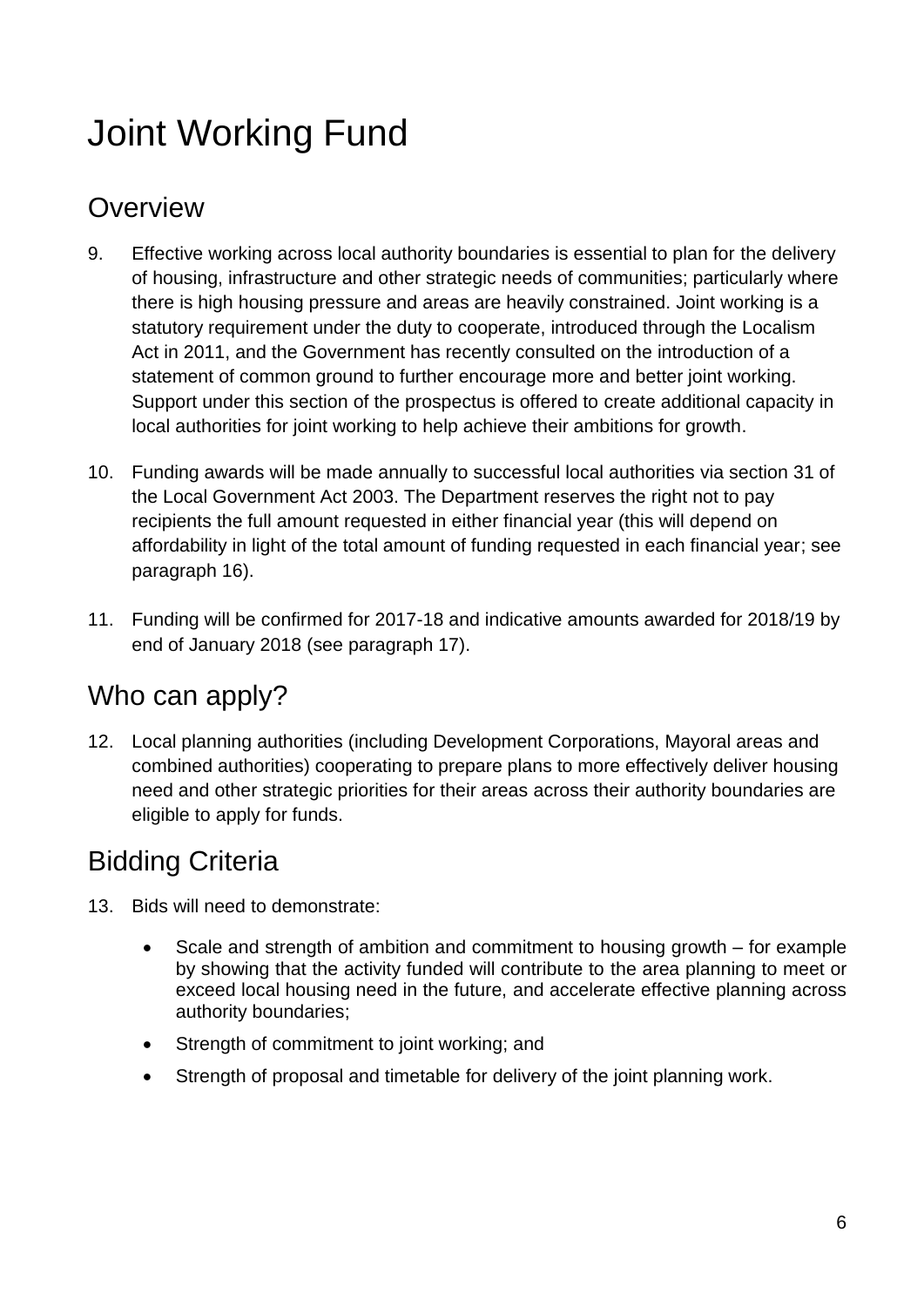# Joint Working Fund

## Overview

9. Effective working across local authority boundaries is essential to plan for the delivery of housing, infrastructure and other strategic needs of communities; particularly where there is high housing pressure and areas are heavily constrained. Joint working is a statutory requirement under the duty to cooperate, introduced through the Localism Act in 2011, and the Government has recently consulted on the introduction of a statement of common ground to further encourage more and better joint working. Support under this section of the prospectus is offered to create additional capacity in local authorities for joint working to help achieve their ambitions for growth.

10. Funding awards will be made annually to successful local authorities via section 31 of the Local Government Act 2003. The Department reserves the right not to pay recipients the full amount requested in either financial year (this will depend on affordability in light of the total amount of funding requested in each financial year; see paragraph 16).

11. Funding will be confirmed for 2017-18 and indicative amounts awarded for 2018/19 by end of January 2018 (see paragraph 17).

## Who can apply?

12. Local planning authorities (including Development Corporations, Mayoral areas and combined authorities) cooperating to prepare plans to more effectively deliver housing need and other strategic priorities for their areas across their authority boundaries are eligible to apply for funds.

## Bidding Criteria

13. Bids will need to demonstrate:

    - Scale and strength of ambition and commitment to housing growth – for example by showing that the activity funded will contribute to the area planning to meet or exceed local housing need in the future, and accelerate effective planning across authority boundaries;
    - Strength of commitment to joint working; and
    - Strength of proposal and timetable for delivery of the joint planning work.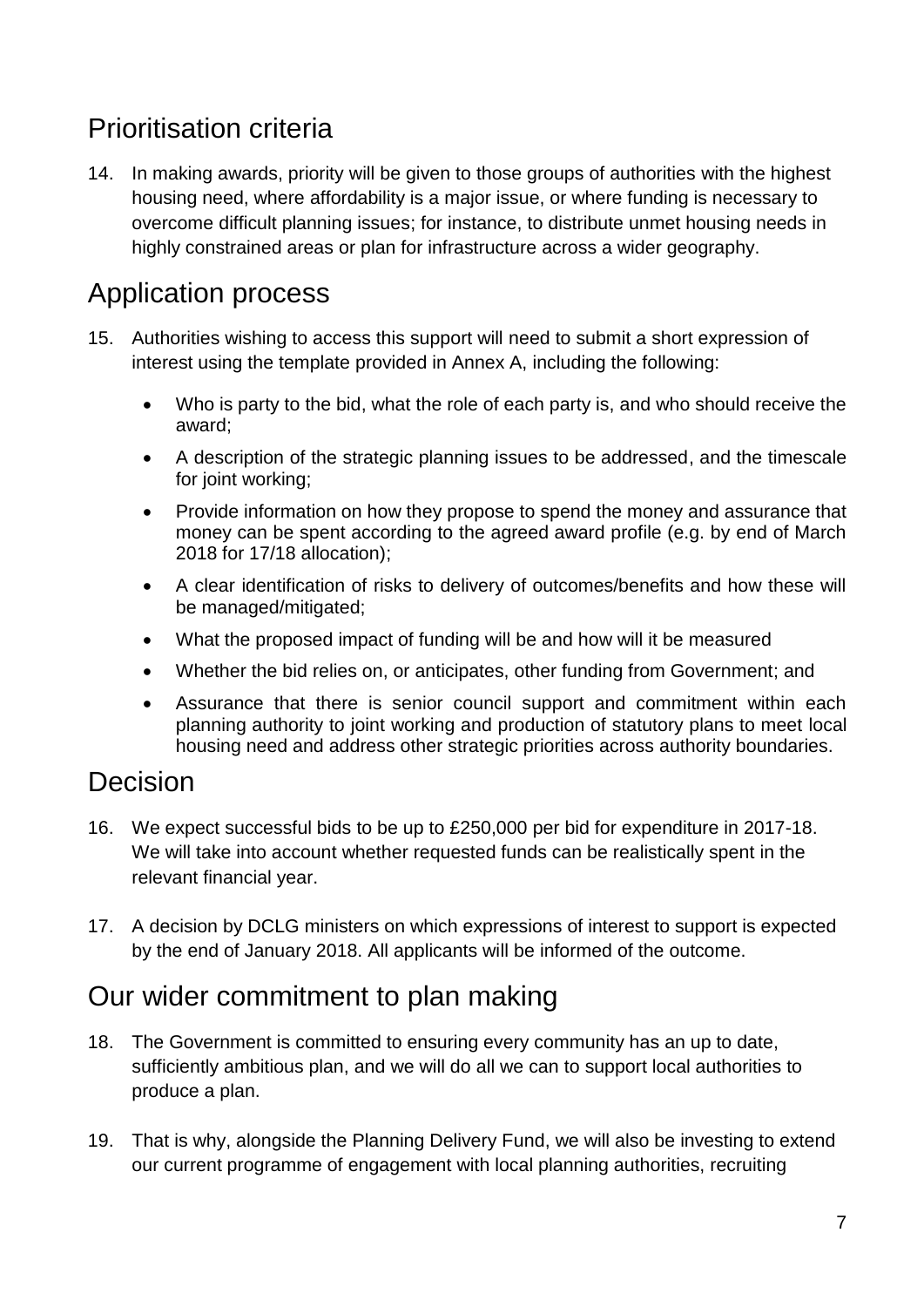## Prioritisation criteria

14. In making awards, priority will be given to those groups of authorities with the highest housing need, where affordability is a major issue, or where funding is necessary to overcome difficult planning issues; for instance, to distribute unmet housing needs in highly constrained areas or plan for infrastructure across a wider geography.

## Application process

15. Authorities wishing to access this support will need to submit a short expression of interest using the template provided in Annex A, including the following:

    - Who is party to the bid, what the role of each party is, and who should receive the award;
    - A description of the strategic planning issues to be addressed, and the timescale for joint working;
    - Provide information on how they propose to spend the money and assurance that money can be spent according to the agreed award profile (e.g. by end of March 2018 for 17/18 allocation);
    - A clear identification of risks to delivery of outcomes/benefits and how these will be managed/mitigated;
    - What the proposed impact of funding will be and how will it be measured
    - Whether the bid relies on, or anticipates, other funding from Government; and
    - Assurance that there is senior council support and commitment within each planning authority to joint working and production of statutory plans to meet local housing need and address other strategic priorities across authority boundaries.

## Decision

16. We expect successful bids to be up to £250,000 per bid for expenditure in 2017-18. We will take into account whether requested funds can be realistically spent in the relevant financial year.

17. A decision by DCLG ministers on which expressions of interest to support is expected by the end of January 2018. All applicants will be informed of the outcome.

## Our wider commitment to plan making

18. The Government is committed to ensuring every community has an up to date, sufficiently ambitious plan, and we will do all we can to support local authorities to produce a plan.

19. That is why, alongside the Planning Delivery Fund, we will also be investing to extend our current programme of engagement with local planning authorities, recruiting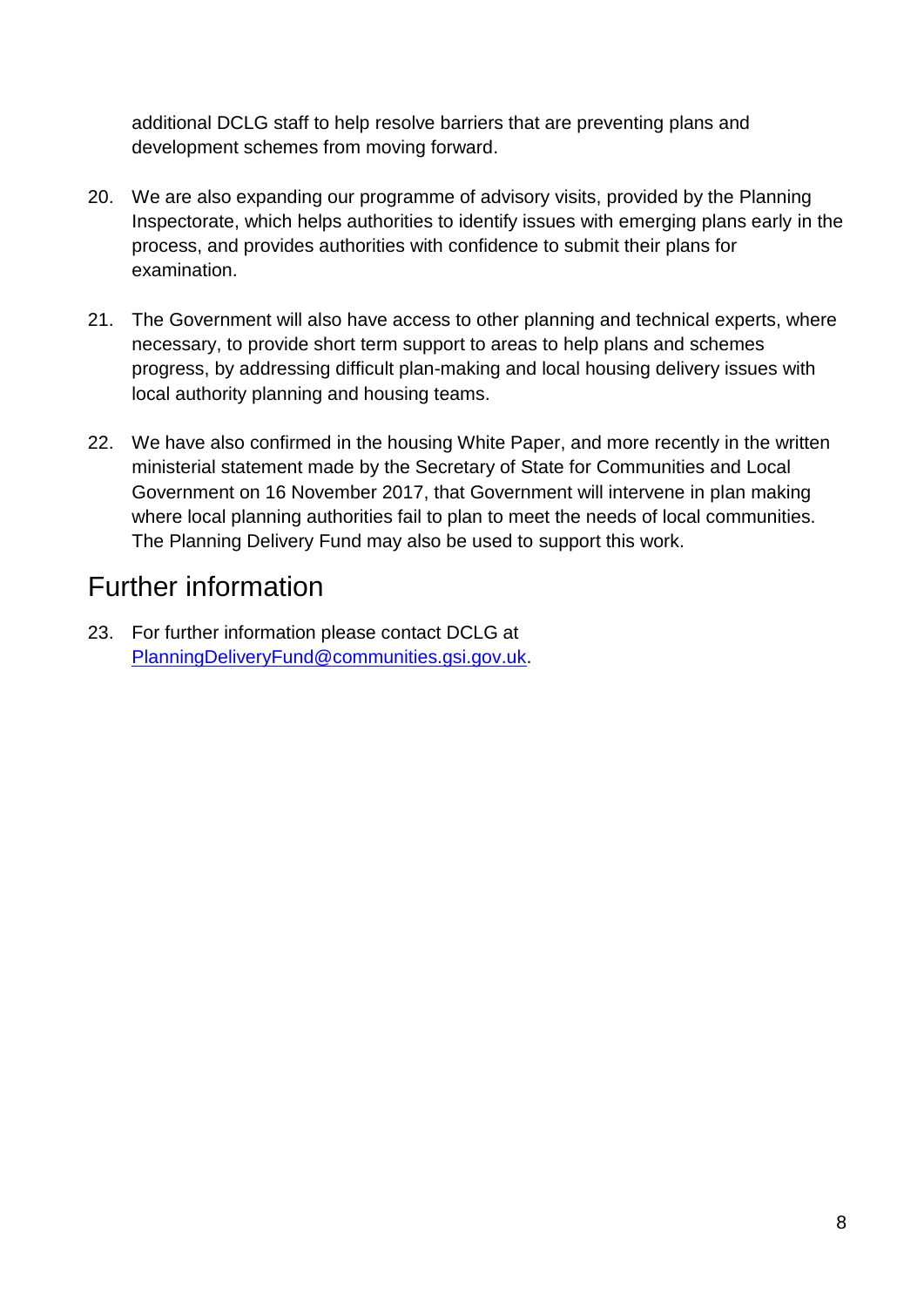additional DCLG staff to help resolve barriers that are preventing plans and development schemes from moving forward.

20. We are also expanding our programme of advisory visits, provided by the Planning Inspectorate, which helps authorities to identify issues with emerging plans early in the process, and provides authorities with confidence to submit their plans for examination.

21. The Government will also have access to other planning and technical experts, where necessary, to provide short term support to areas to help plans and schemes progress, by addressing difficult plan-making and local housing delivery issues with local authority planning and housing teams.

22. We have also confirmed in the housing White Paper, and more recently in the written ministerial statement made by the Secretary of State for Communities and Local Government on 16 November 2017, that Government will intervene in plan making where local planning authorities fail to plan to meet the needs of local communities. The Planning Delivery Fund may also be used to support this work.

## Further information

23. For further information please contact DCLG at [PlanningDeliveryFund@communities.gsi.gov.uk](mailto:PlanningDeliveryFund@communities.gsi.gov.uk).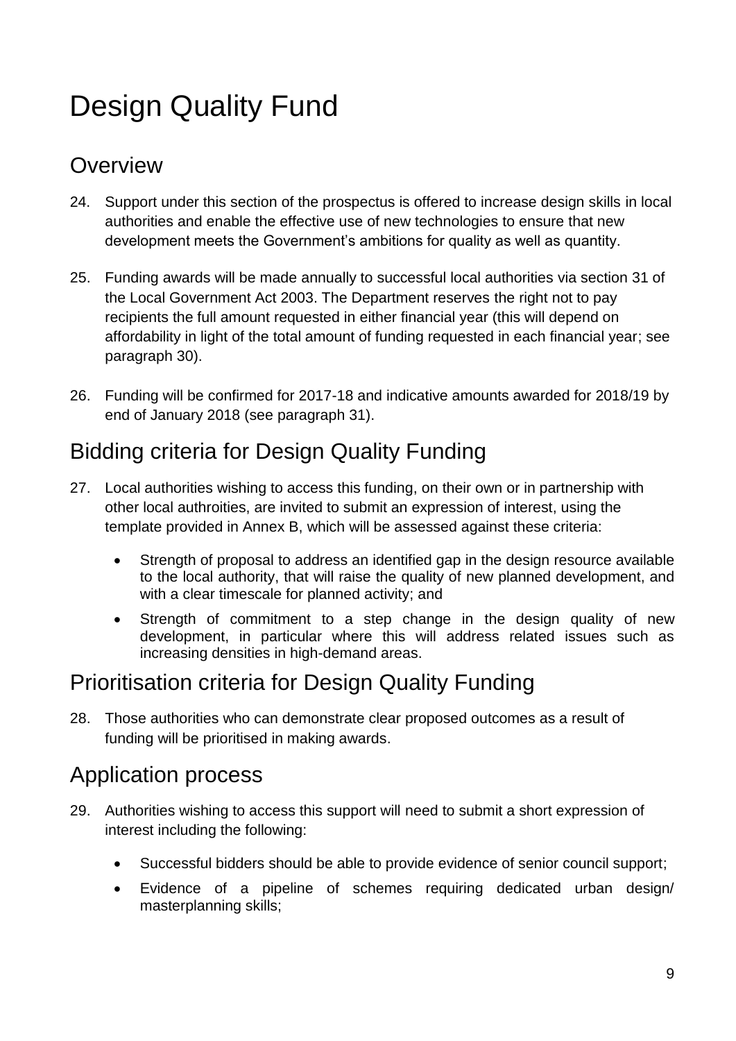# Design Quality Fund

## Overview

24. Support under this section of the prospectus is offered to increase design skills in local authorities and enable the effective use of new technologies to ensure that new development meets the Government's ambitions for quality as well as quantity.

25. Funding awards will be made annually to successful local authorities via section 31 of the Local Government Act 2003. The Department reserves the right not to pay recipients the full amount requested in either financial year (this will depend on affordability in light of the total amount of funding requested in each financial year; see paragraph 30).

26. Funding will be confirmed for 2017-18 and indicative amounts awarded for 2018/19 by end of January 2018 (see paragraph 31).

## Bidding criteria for Design Quality Funding

27. Local authorities wishing to access this funding, on their own or in partnership with other local authroities, are invited to submit an expression of interest, using the template provided in Annex B, which will be assessed against these criteria:

    - Strength of proposal to address an identified gap in the design resource available to the local authority, that will raise the quality of new planned development, and with a clear timescale for planned activity; and
    - Strength of commitment to a step change in the design quality of new development, in particular where this will address related issues such as increasing densities in high-demand areas.

## Prioritisation criteria for Design Quality Funding

28. Those authorities who can demonstrate clear proposed outcomes as a result of funding will be prioritised in making awards.

## Application process

29. Authorities wishing to access this support will need to submit a short expression of interest including the following:

    - Successful bidders should be able to provide evidence of senior council support;
    - Evidence of a pipeline of schemes requiring dedicated urban design/ masterplanning skills;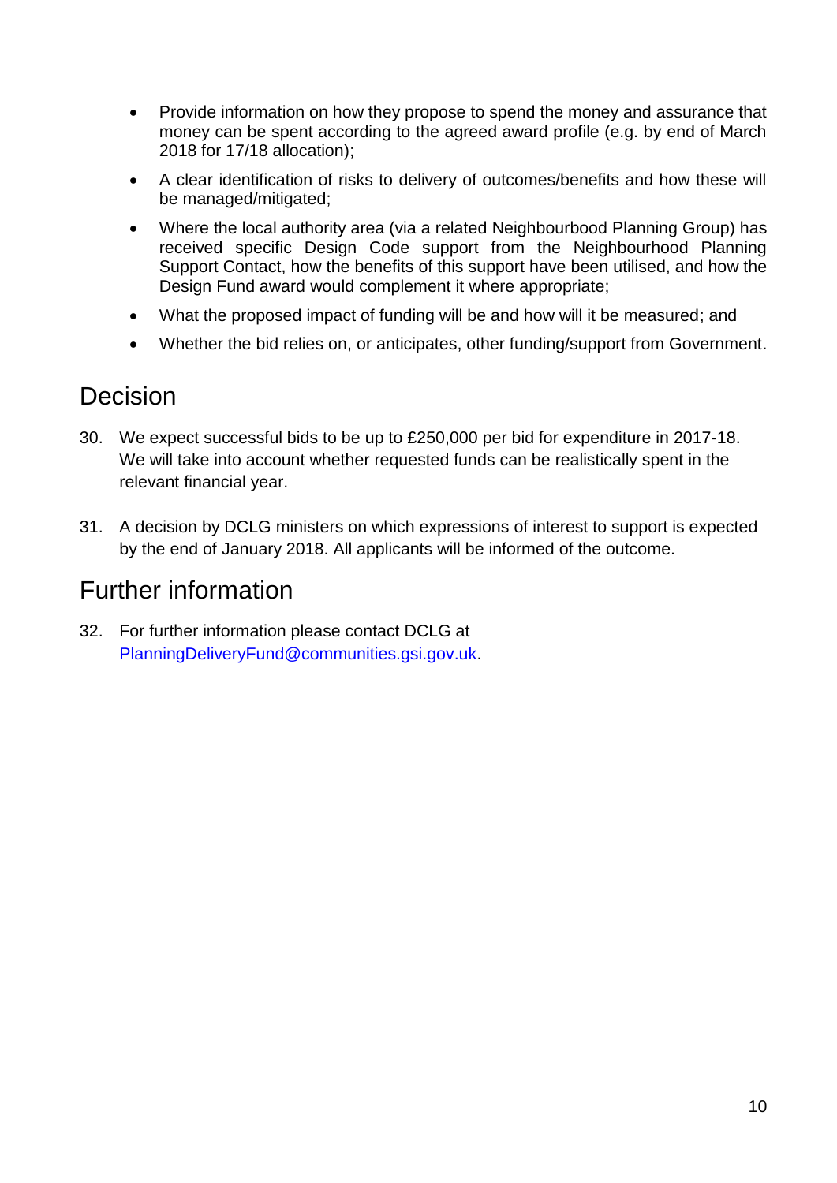- Provide information on how they propose to spend the money and assurance that money can be spent according to the agreed award profile (e.g. by end of March 2018 for 17/18 allocation);
- A clear identification of risks to delivery of outcomes/benefits and how these will be managed/mitigated;
- Where the local authority area (via a related Neighbourbood Planning Group) has received specific Design Code support from the Neighbourhood Planning Support Contact, how the benefits of this support have been utilised, and how the Design Fund award would complement it where appropriate;
- What the proposed impact of funding will be and how will it be measured; and
- Whether the bid relies on, or anticipates, other funding/support from Government.

## Decision

30. We expect successful bids to be up to £250,000 per bid for expenditure in 2017-18. We will take into account whether requested funds can be realistically spent in the relevant financial year.

31. A decision by DCLG ministers on which expressions of interest to support is expected by the end of January 2018. All applicants will be informed of the outcome.

## Further information

32. For further information please contact DCLG at [PlanningDeliveryFund@communities.gsi.gov.uk](mailto:PlanningDeliveryFund@communities.gsi.gov.uk).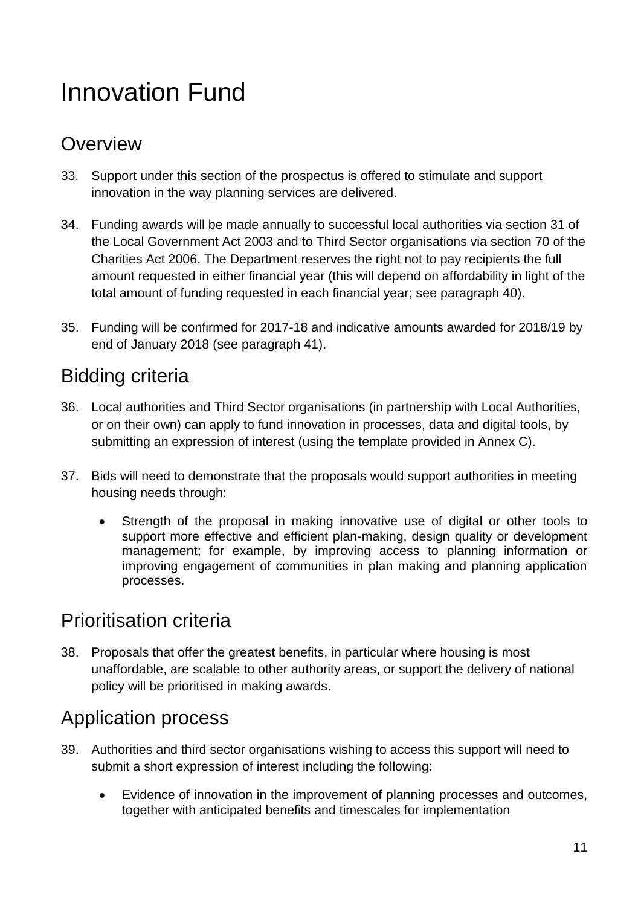# Innovation Fund

## Overview

33. Support under this section of the prospectus is offered to stimulate and support innovation in the way planning services are delivered.

34. Funding awards will be made annually to successful local authorities via section 31 of the Local Government Act 2003 and to Third Sector organisations via section 70 of the Charities Act 2006. The Department reserves the right not to pay recipients the full amount requested in either financial year (this will depend on affordability in light of the total amount of funding requested in each financial year; see paragraph 40).

35. Funding will be confirmed for 2017-18 and indicative amounts awarded for 2018/19 by end of January 2018 (see paragraph 41).

## Bidding criteria

36. Local authorities and Third Sector organisations (in partnership with Local Authorities, or on their own) can apply to fund innovation in processes, data and digital tools, by submitting an expression of interest (using the template provided in Annex C).

37. Bids will need to demonstrate that the proposals would support authorities in meeting housing needs through:

    - Strength of the proposal in making innovative use of digital or other tools to support more effective and efficient plan-making, design quality or development management; for example, by improving access to planning information or improving engagement of communities in plan making and planning application processes.

## Prioritisation criteria

38. Proposals that offer the greatest benefits, in particular where housing is most unaffordable, are scalable to other authority areas, or support the delivery of national policy will be prioritised in making awards.

## Application process

39. Authorities and third sector organisations wishing to access this support will need to submit a short expression of interest including the following:

    - Evidence of innovation in the improvement of planning processes and outcomes, together with anticipated benefits and timescales for implementation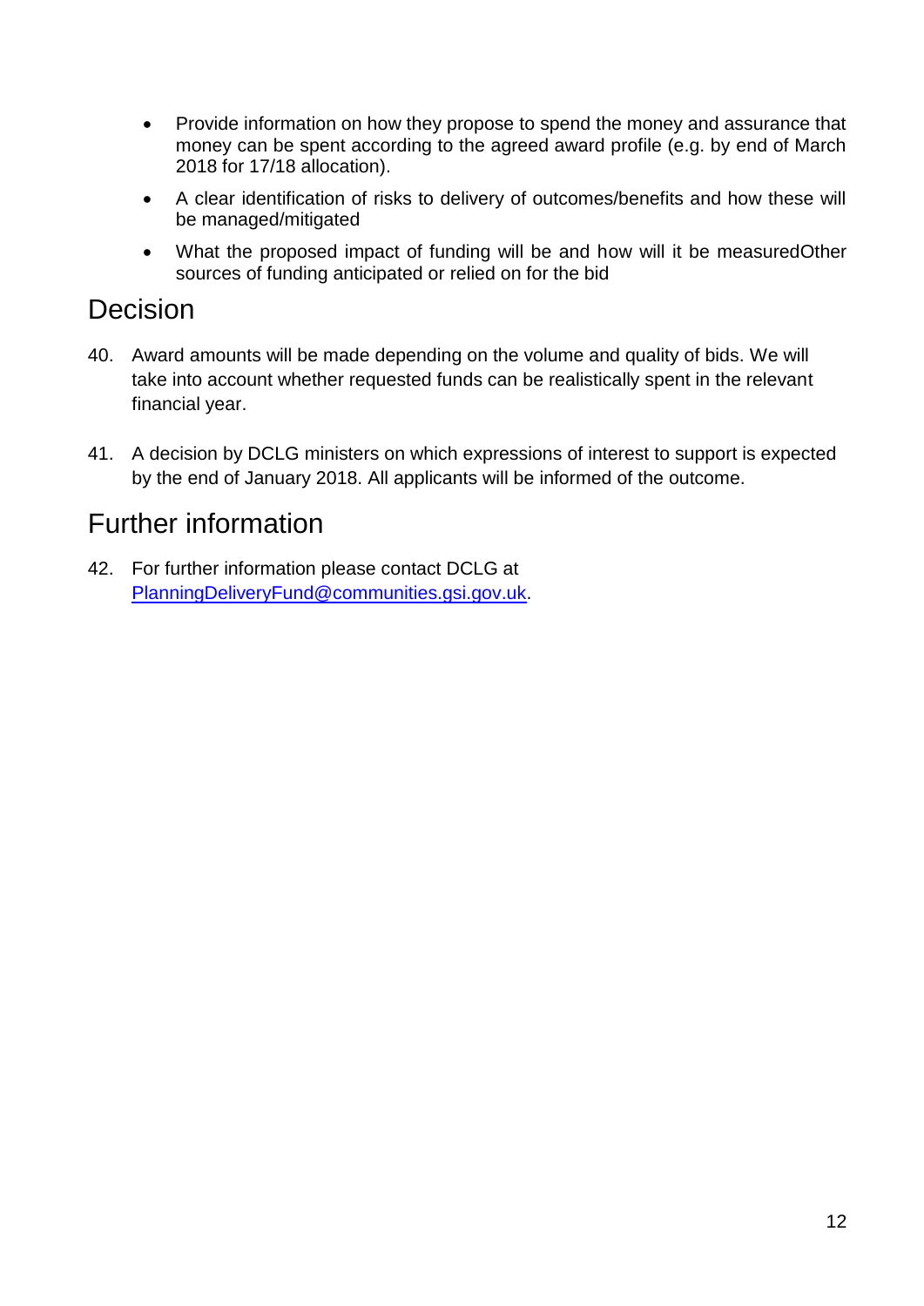- Provide information on how they propose to spend the money and assurance that money can be spent according to the agreed award profile (e.g. by end of March 2018 for 17/18 allocation).
- A clear identification of risks to delivery of outcomes/benefits and how these will be managed/mitigated
- What the proposed impact of funding will be and how will it be measuredOther sources of funding anticipated or relied on for the bid

## Decision

40. Award amounts will be made depending on the volume and quality of bids. We will take into account whether requested funds can be realistically spent in the relevant financial year.

41. A decision by DCLG ministers on which expressions of interest to support is expected by the end of January 2018. All applicants will be informed of the outcome.

## Further information

42. For further information please contact DCLG at PlanningDeliveryFund@communities.gsi.gov.uk.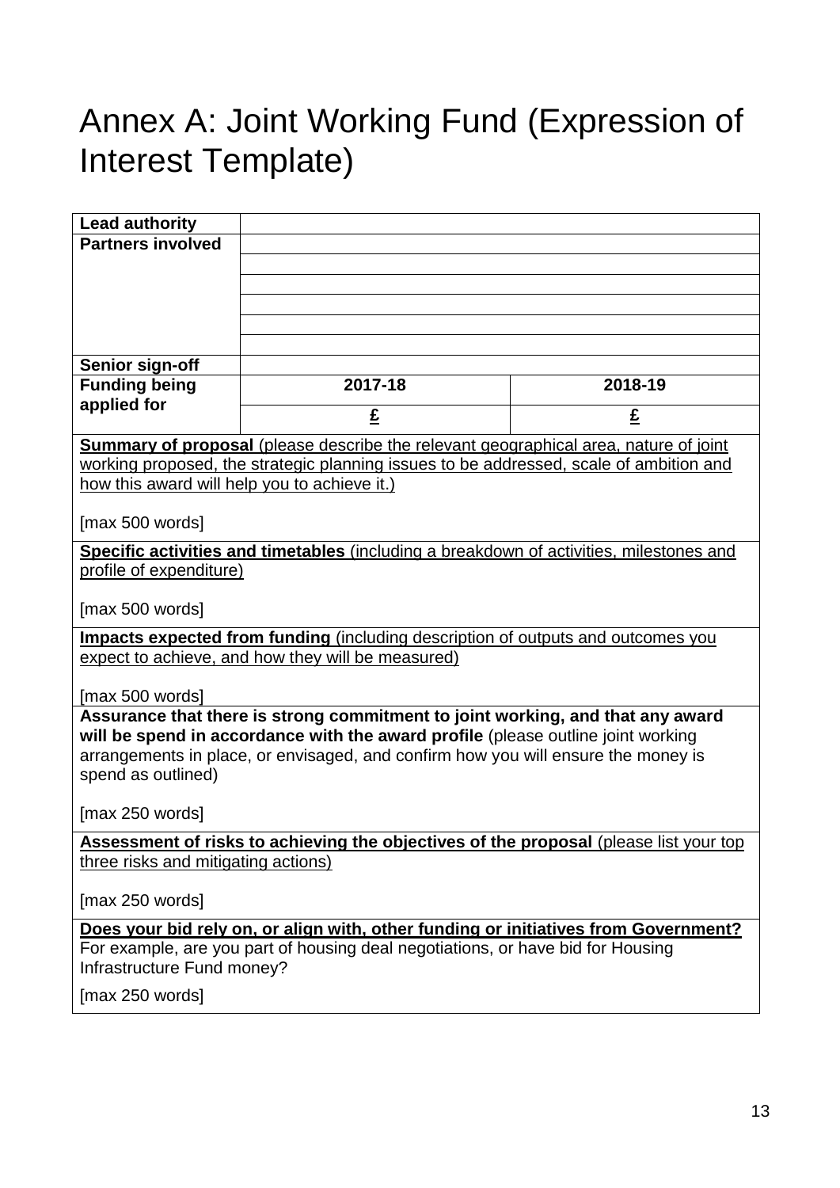# Annex A: Joint Working Fund (Expression of Interest Template)

| **Lead authority** | | |
|---|---|---|
| **Partners involved** | | |
| | | |
| | | |
| | | |
| | | |
| | | |
| | | |
| **Senior sign-off** | | |
| **Funding being applied for** | **2017-18** | **2018-19** |
| | **£** | **£** |

| |
|---|
| **Summary of proposal** (please describe the relevant geographical area, nature of joint working proposed, the strategic planning issues to be addressed, scale of ambition and how this award will help you to achieve it.)<br><br>[max 500 words] |
| **Specific activities and timetables** (including a breakdown of activities, milestones and profile of expenditure)<br><br>[max 500 words] |
| **Impacts expected from funding** (including description of outputs and outcomes you expect to achieve, and how they will be measured)<br><br>[max 500 words] |
| **Assurance that there is strong commitment to joint working, and that any award will be spend in accordance with the award profile** (please outline joint working arrangements in place, or envisaged, and confirm how you will ensure the money is spend as outlined)<br><br>[max 250 words] |
| **Assessment of risks to achieving the objectives of the proposal** (please list your top three risks and mitigating actions)<br><br>[max 250 words] |
| **Does your bid rely on, or align with, other funding or initiatives from Government?** For example, are you part of housing deal negotiations, or have bid for Housing Infrastructure Fund money?<br><br>[max 250 words] |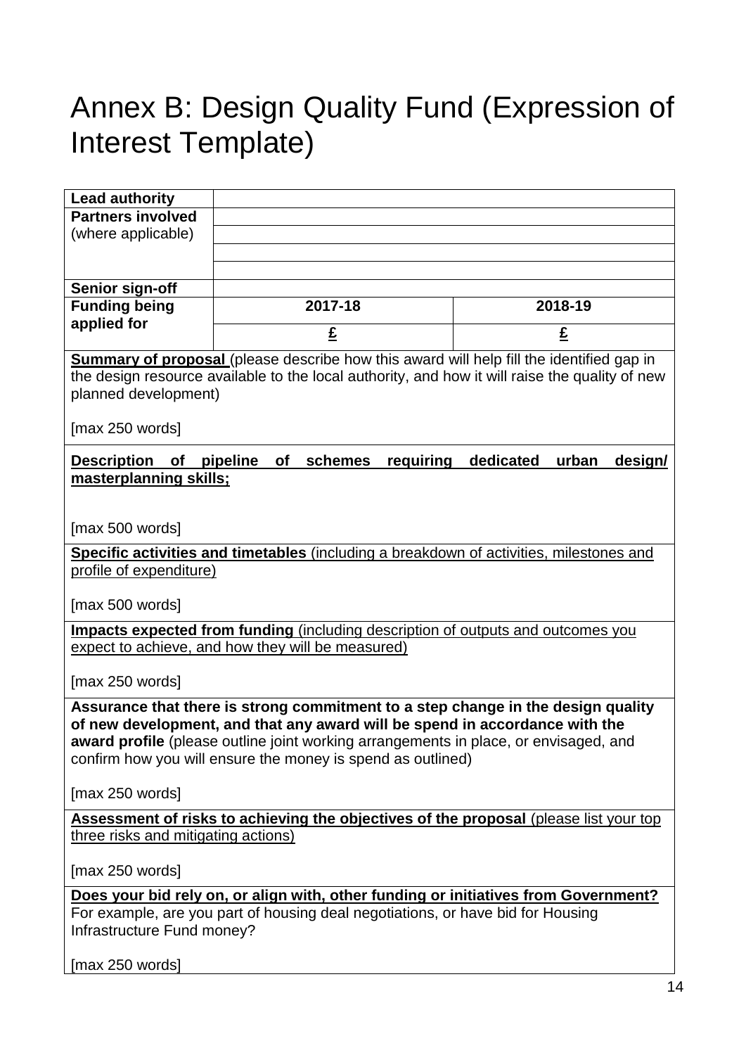# Annex B: Design Quality Fund (Expression of Interest Template)

| | | |
|---|---|---|
| **Lead authority** | | |
| **Partners involved** (where applicable) | | |
| | | |
| | | |
| | | |
| **Senior sign-off** | | |
| **Funding being applied for** | **2017-18** | **2018-19** |
| | **£** | **£** |

**Summary of proposal** (please describe how this award will help fill the identified gap in the design resource available to the local authority, and how it will raise the quality of new planned development)

[max 250 words]

**Description of pipeline of schemes requiring dedicated urban design/ masterplanning skills;**

[max 500 words]

**Specific activities and timetables** (including a breakdown of activities, milestones and profile of expenditure)

[max 500 words]

**Impacts expected from funding** (including description of outputs and outcomes you expect to achieve, and how they will be measured)

[max 250 words]

**Assurance that there is strong commitment to a step change in the design quality of new development, and that any award will be spend in accordance with the award profile** (please outline joint working arrangements in place, or envisaged, and confirm how you will ensure the money is spend as outlined)

[max 250 words]

**Assessment of risks to achieving the objectives of the proposal** (please list your top three risks and mitigating actions)

[max 250 words]

**Does your bid rely on, or align with, other funding or initiatives from Government?**
For example, are you part of housing deal negotiations, or have bid for Housing Infrastructure Fund money?

[max 250 words]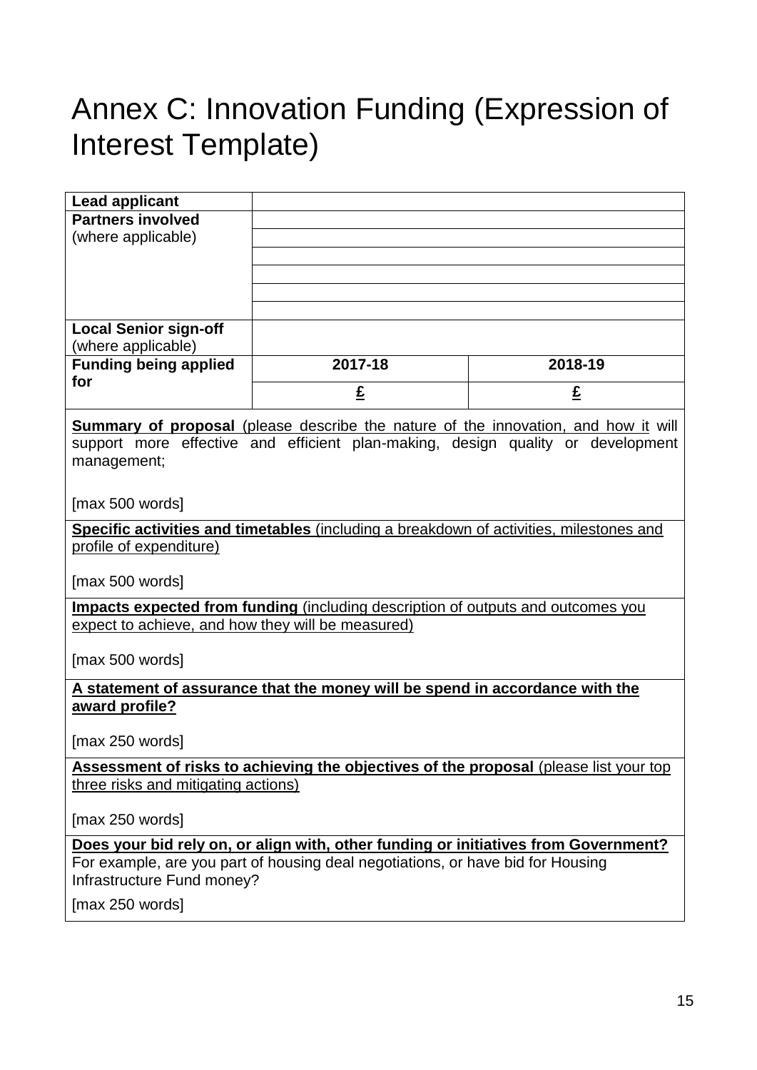# Annex C: Innovation Funding (Expression of Interest Template)

| | | |
|---|---|---|
| **Lead applicant** | | |
| **Partners involved** (where applicable) | | |
| | | |
| | | |
| | | |
| | | |
| | | |
| **Local Senior sign-off** (where applicable) | | |
| **Funding being applied for** | **2017-18** | **2018-19** |
| | **£** | **£** |
| **Summary of proposal** (please describe the nature of the innovation, and how it will support more effective and efficient plan-making, design quality or development management;<br><br>[max 500 words] | | |
| **Specific activities and timetables** (including a breakdown of activities, milestones and profile of expenditure)<br><br>[max 500 words] | | |
| **Impacts expected from funding** (including description of outputs and outcomes you expect to achieve, and how they will be measured)<br><br>[max 500 words] | | |
| **A statement of assurance that the money will be spend in accordance with the award profile?**<br><br>[max 250 words] | | |
| **Assessment of risks to achieving the objectives of the proposal** (please list your top three risks and mitigating actions)<br><br>[max 250 words] | | |
| **Does your bid rely on, or align with, other funding or initiatives from Government?** For example, are you part of housing deal negotiations, or have bid for Housing Infrastructure Fund money?<br><br>[max 250 words] | | |